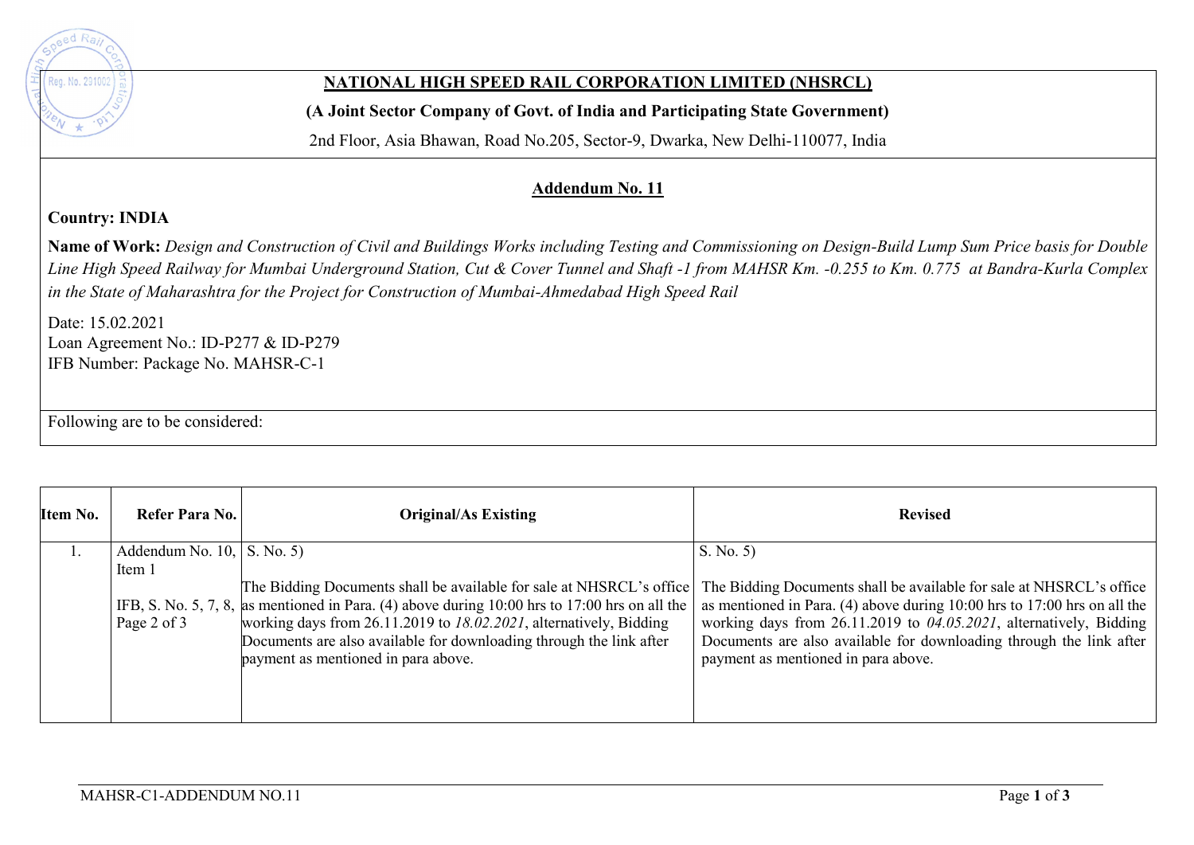**NATIONAL HIGH SPEED RAIL CORPORATION LIMITED (NHSRCL)**

**(A Joint Sector Company of Govt. of India and Participating State Government)**

2nd Floor, Asia Bhawan, Road No.205, Sector-9, Dwarka, New Delhi-110077, India

## Addendum No. 11

**Country: INDIA**

**Name of Work:** *Design and Construction of Civil and Buildings Works including Testing and Commissioning on Design-Build Lump Sum Price basis for Double Line High Speed Railway for Mumbai Underground Station, Cut & Cover Tunnel and Shaft -1 from MAHSR Km. -0.255 to Km. 0.775 at Bandra-Kurla Complex in the State of Maharashtra for the Project for Construction of Mumbai-Ahmedabad High Speed Rail*

Date: 15.02.2021
Loan Agreement No.: ID-P277 & ID-P279
IFB Number: Package No. MAHSR-C-1

Following are to be considered:

| Item No. | Refer Para No. | Original/As Existing | Revised |
|---|---|---|---|
| 1. | Addendum No. 10, Item 1<br><br>IFB, S. No. 5, 7, 8, Page 2 of 3 | S. No. 5)<br><br>The Bidding Documents shall be available for sale at NHSRCL's office as mentioned in Para. (4) above during 10:00 hrs to 17:00 hrs on all the working days from 26.11.2019 to *18.02.2021*, alternatively, Bidding Documents are also available for downloading through the link after payment as mentioned in para above. | S. No. 5)<br><br>The Bidding Documents shall be available for sale at NHSRCL's office as mentioned in Para. (4) above during 10:00 hrs to 17:00 hrs on all the working days from 26.11.2019 to *04.05.2021*, alternatively, Bidding Documents are also available for downloading through the link after payment as mentioned in para above. |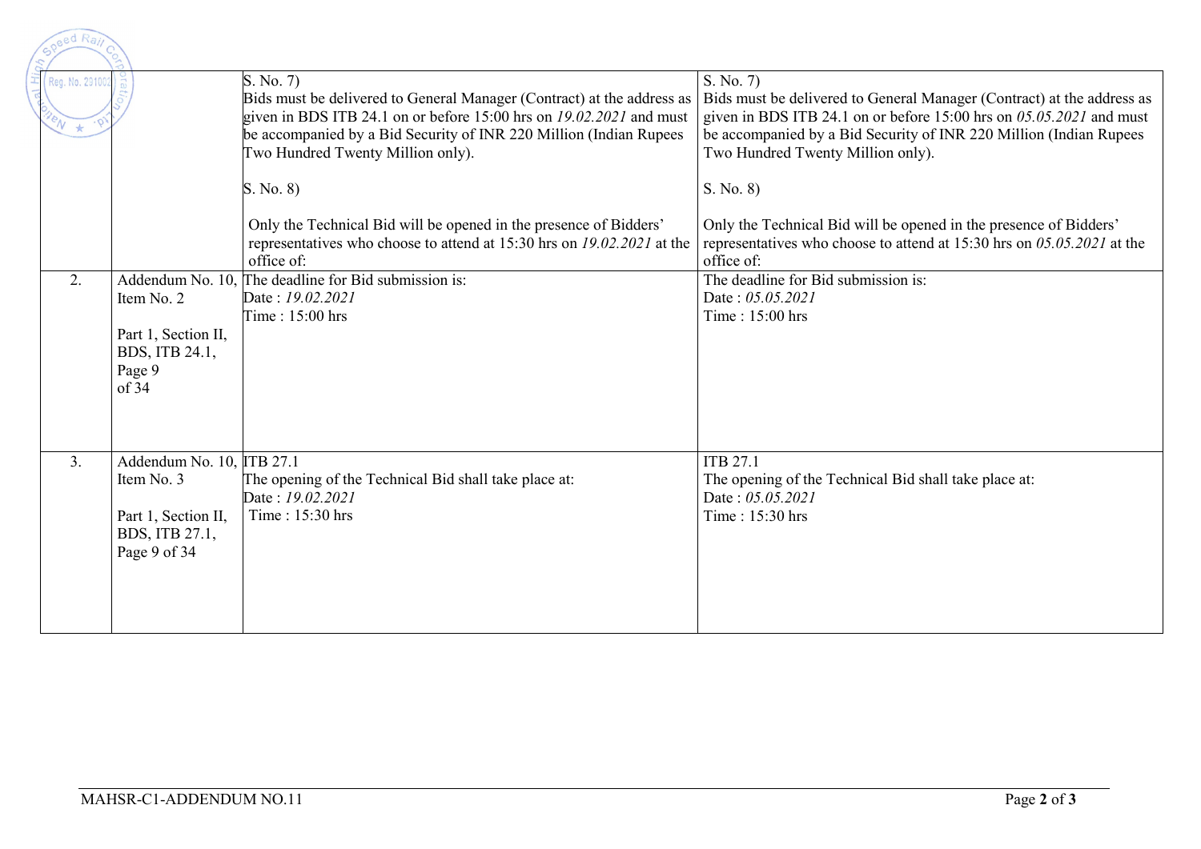| | | | |
|---|---|---|---|
| | | S. No. 7)<br>Bids must be delivered to General Manager (Contract) at the address as given in BDS ITB 24.1 on or before 15:00 hrs on *19.02.2021* and must be accompanied by a Bid Security of INR 220 Million (Indian Rupees Two Hundred Twenty Million only).<br><br>S. No. 8)<br><br>Only the Technical Bid will be opened in the presence of Bidders' representatives who choose to attend at 15:30 hrs on *19.02.2021* at the office of: | S. No. 7)<br>Bids must be delivered to General Manager (Contract) at the address as given in BDS ITB 24.1 on or before 15:00 hrs on *05.05.2021* and must be accompanied by a Bid Security of INR 220 Million (Indian Rupees Two Hundred Twenty Million only).<br><br>S. No. 8)<br><br>Only the Technical Bid will be opened in the presence of Bidders' representatives who choose to attend at 15:30 hrs on *05.05.2021* at the office of: |
| 2. | Addendum No. 10, Item No. 2<br><br>Part 1, Section II, BDS, ITB 24.1, Page 9 of 34 | The deadline for Bid submission is:<br>Date : *19.02.2021*<br>Time : 15:00 hrs | The deadline for Bid submission is:<br>Date : *05.05.2021*<br>Time : 15:00 hrs |
| 3. | Addendum No. 10, Item No. 3<br><br>Part 1, Section II, BDS, ITB 27.1, Page 9 of 34 | ITB 27.1<br>The opening of the Technical Bid shall take place at:<br>Date : *19.02.2021*<br>Time : 15:30 hrs | ITB 27.1<br>The opening of the Technical Bid shall take place at:<br>Date : *05.05.2021*<br>Time : 15:30 hrs |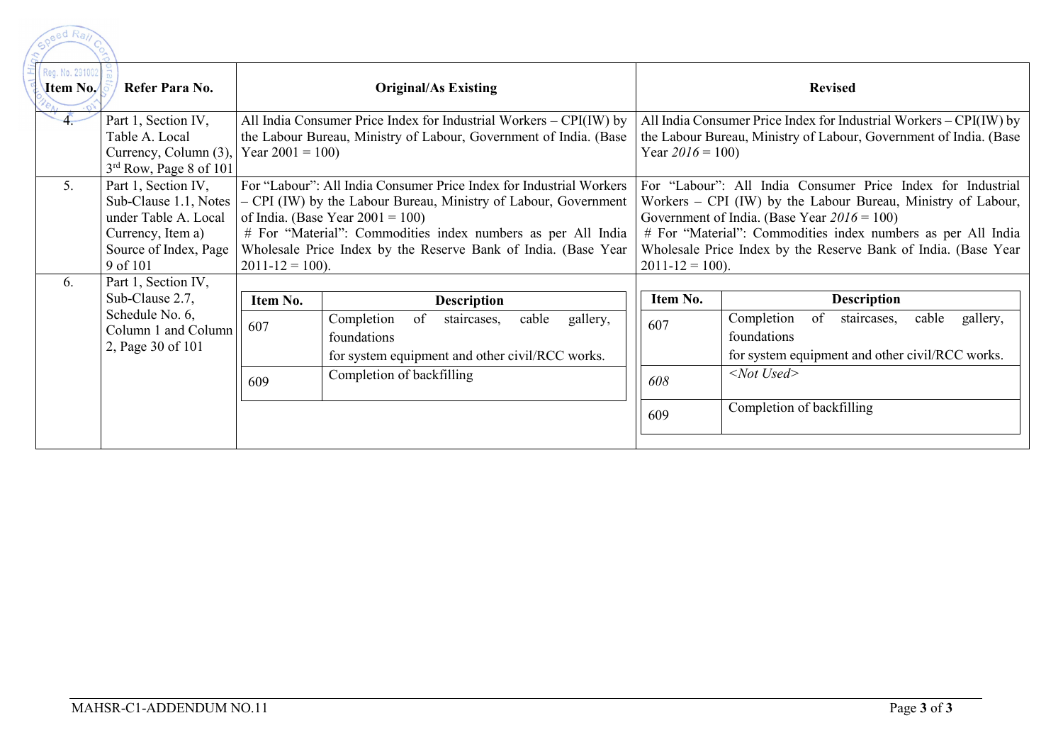| Item No. | Refer Para No. | Original/As Existing | Revised |
|---|---|---|---|
| 4. | Part 1, Section IV, Table A. Local Currency, Column (3), 3rd Row, Page 8 of 101 | All India Consumer Price Index for Industrial Workers – CPI(IW) by the Labour Bureau, Ministry of Labour, Government of India. (Base Year 2001 = 100) | All India Consumer Price Index for Industrial Workers – CPI(IW) by the Labour Bureau, Ministry of Labour, Government of India. (Base Year *2016* = 100) |
| 5. | Part 1, Section IV, Sub-Clause 1.1, Notes under Table A. Local Currency, Item a) Source of Index, Page 9 of 101 | For "Labour": All India Consumer Price Index for Industrial Workers – CPI (IW) by the Labour Bureau, Ministry of Labour, Government of India. (Base Year 2001 = 100)<br># For "Material": Commodities index numbers as per All India Wholesale Price Index by the Reserve Bank of India. (Base Year 2011-12 = 100). | For "Labour": All India Consumer Price Index for Industrial Workers – CPI (IW) by the Labour Bureau, Ministry of Labour, Government of India. (Base Year *2016* = 100)<br># For "Material": Commodities index numbers as per All India Wholesale Price Index by the Reserve Bank of India. (Base Year 2011-12 = 100). |
| 6. | Part 1, Section IV, Sub-Clause 2.7, Schedule No. 6, Column 1 and Column 2, Page 30 of 101 | **Item No.** / **Description**<br>607 – Completion of staircases, cable gallery, foundations for system equipment and other civil/RCC works.<br>609 – Completion of backfilling | **Item No.** / **Description**<br>607 – Completion of staircases, cable gallery, foundations for system equipment and other civil/RCC works.<br>*608* – *<Not Used>*<br>609 – Completion of backfilling |